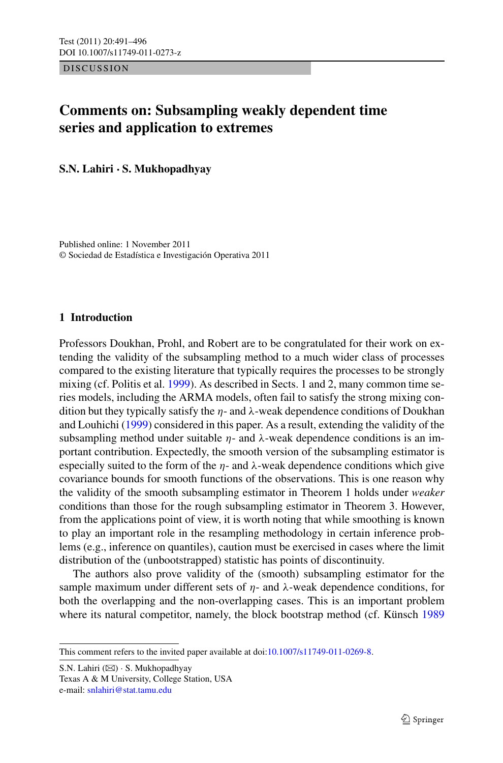DISCUSSION

# Comments on: Subsampling weakly dependent time series and application to extremes

**S.N. Lahiri · S. Mukhopadhyay**

Published online: 1 November 2011
© Sociedad de Estadística e Investigación Operativa 2011

## 1 Introduction

Professors Doukhan, Prohl, and Robert are to be congratulated for their work on extending the validity of the subsampling method to a much wider class of processes compared to the existing literature that typically requires the processes to be strongly mixing (cf. Politis et al. 1999). As described in Sects. 1 and 2, many common time series models, including the ARMA models, often fail to satisfy the strong mixing condition but they typically satisfy the $\eta$- and $\lambda$-weak dependence conditions of Doukhan and Louhichi (1999) considered in this paper. As a result, extending the validity of the subsampling method under suitable $\eta$- and $\lambda$-weak dependence conditions is an important contribution. Expectedly, the smooth version of the subsampling estimator is especially suited to the form of the $\eta$- and $\lambda$-weak dependence conditions which give covariance bounds for smooth functions of the observations. This is one reason why the validity of the smooth subsampling estimator in Theorem 1 holds under *weaker* conditions than those for the rough subsampling estimator in Theorem 3. However, from the applications point of view, it is worth noting that while smoothing is known to play an important role in the resampling methodology in certain inference problems (e.g., inference on quantiles), caution must be exercised in cases where the limit distribution of the (unbootstrapped) statistic has points of discontinuity.

The authors also prove validity of the (smooth) subsampling estimator for the sample maximum under different sets of $\eta$- and $\lambda$-weak dependence conditions, for both the overlapping and the non-overlapping cases. This is an important problem where its natural competitor, namely, the block bootstrap method (cf. Künsch 1989

---

This comment refers to the invited paper available at doi:10.1007/s11749-011-0269-8.

S.N. Lahiri (✉) · S. Mukhopadhyay
Texas A & M University, College Station, USA
e-mail: snlahiri@stat.tamu.edu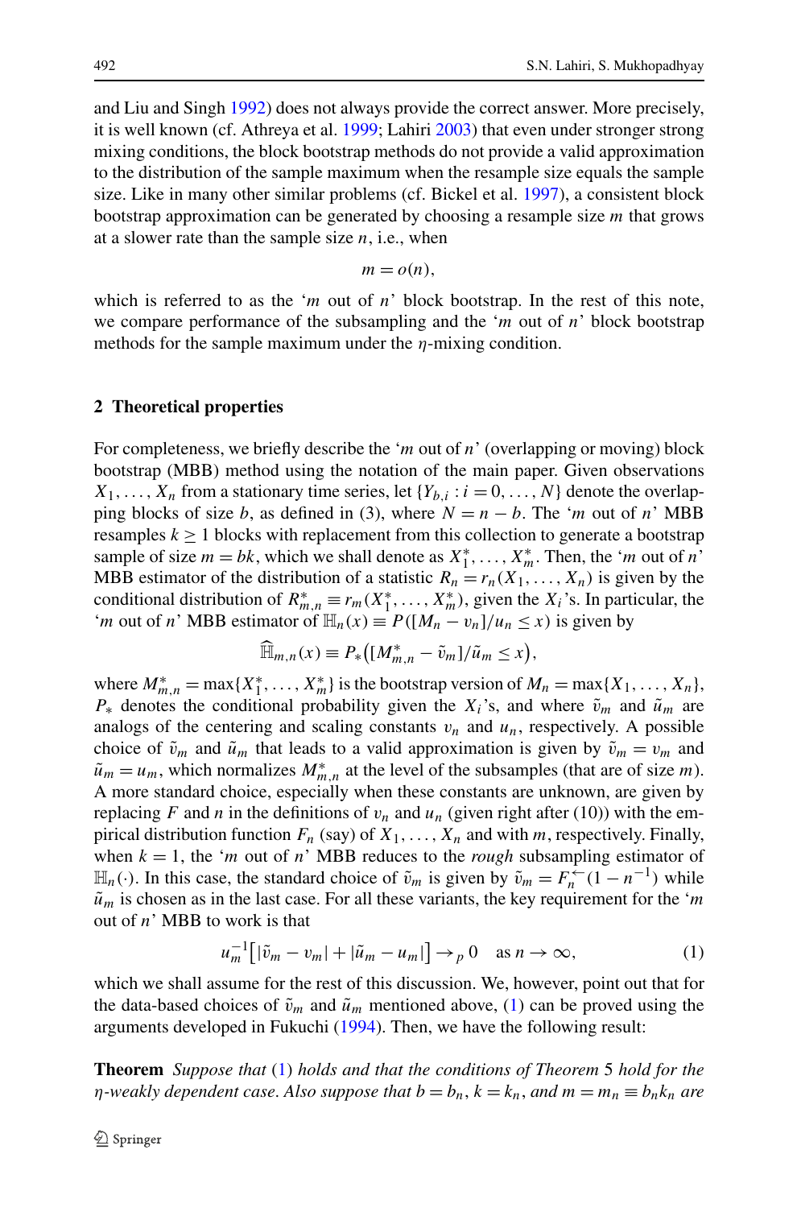and Liu and Singh 1992) does not always provide the correct answer. More precisely, it is well known (cf. Athreya et al. 1999; Lahiri 2003) that even under stronger strong mixing conditions, the block bootstrap methods do not provide a valid approximation to the distribution of the sample maximum when the resample size equals the sample size. Like in many other similar problems (cf. Bickel et al. 1997), a consistent block bootstrap approximation can be generated by choosing a resample size $m$ that grows at a slower rate than the sample size $n$, i.e., when

$$m = o(n),$$

which is referred to as the '$m$ out of $n$' block bootstrap. In the rest of this note, we compare performance of the subsampling and the '$m$ out of $n$' block bootstrap methods for the sample maximum under the $\eta$-mixing condition.

## 2 Theoretical properties

For completeness, we briefly describe the '$m$ out of $n$' (overlapping or moving) block bootstrap (MBB) method using the notation of the main paper. Given observations $X_1, \ldots, X_n$ from a stationary time series, let $\{Y_{b,i} : i = 0, \ldots, N\}$ denote the overlapping blocks of size $b$, as defined in (3), where $N = n - b$. The '$m$ out of $n$' MBB resamples $k \geq 1$ blocks with replacement from this collection to generate a bootstrap sample of size $m = bk$, which we shall denote as $X_1^*, \ldots, X_m^*$. Then, the '$m$ out of $n$' MBB estimator of the distribution of a statistic $R_n = r_n(X_1, \ldots, X_n)$ is given by the conditional distribution of $R_{m,n}^* \equiv r_m(X_1^*, \ldots, X_m^*)$, given the $X_i$'s. In particular, the '$m$ out of $n$' MBB estimator of $\mathbb{H}_n(x) \equiv P([M_n - v_n]/u_n \leq x)$ is given by

$$\widehat{\mathbb{H}}_{m,n}(x) \equiv P_*\big([M_{m,n}^* - \tilde{v}_m]/\tilde{u}_m \leq x\big),$$

where $M_{m,n}^* = \max\{X_1^*, \ldots, X_m^*\}$ is the bootstrap version of $M_n = \max\{X_1, \ldots, X_n\}$, $P_*$ denotes the conditional probability given the $X_i$'s, and where $\tilde{v}_m$ and $\tilde{u}_m$ are analogs of the centering and scaling constants $v_n$ and $u_n$, respectively. A possible choice of $\tilde{v}_m$ and $\tilde{u}_m$ that leads to a valid approximation is given by $\tilde{v}_m = v_m$ and $\tilde{u}_m = u_m$, which normalizes $M_{m,n}^*$ at the level of the subsamples (that are of size $m$). A more standard choice, especially when these constants are unknown, are given by replacing $F$ and $n$ in the definitions of $v_n$ and $u_n$ (given right after (10)) with the empirical distribution function $F_n$ (say) of $X_1, \ldots, X_n$ and with $m$, respectively. Finally, when $k = 1$, the '$m$ out of $n$' MBB reduces to the *rough* subsampling estimator of $\mathbb{H}_n(\cdot)$. In this case, the standard choice of $\tilde{v}_m$ is given by $\tilde{v}_m = F_n^{\leftarrow}(1 - n^{-1})$ while $\tilde{u}_m$ is chosen as in the last case. For all these variants, the key requirement for the '$m$ out of $n$' MBB to work is that

$$u_m^{-1}\big[|\tilde{v}_m - v_m| + |\tilde{u}_m - u_m|\big] \rightarrow_p 0 \quad \text{as } n \to \infty, \tag{1}$$

which we shall assume for the rest of this discussion. We, however, point out that for the data-based choices of $\tilde{v}_m$ and $\tilde{u}_m$ mentioned above, (1) can be proved using the arguments developed in Fukuchi (1994). Then, we have the following result:

**Theorem** *Suppose that* (1) *holds and that the conditions of Theorem* 5 *hold for the $\eta$-weakly dependent case. Also suppose that $b = b_n$, $k = k_n$, and $m = m_n \equiv b_n k_n$ are*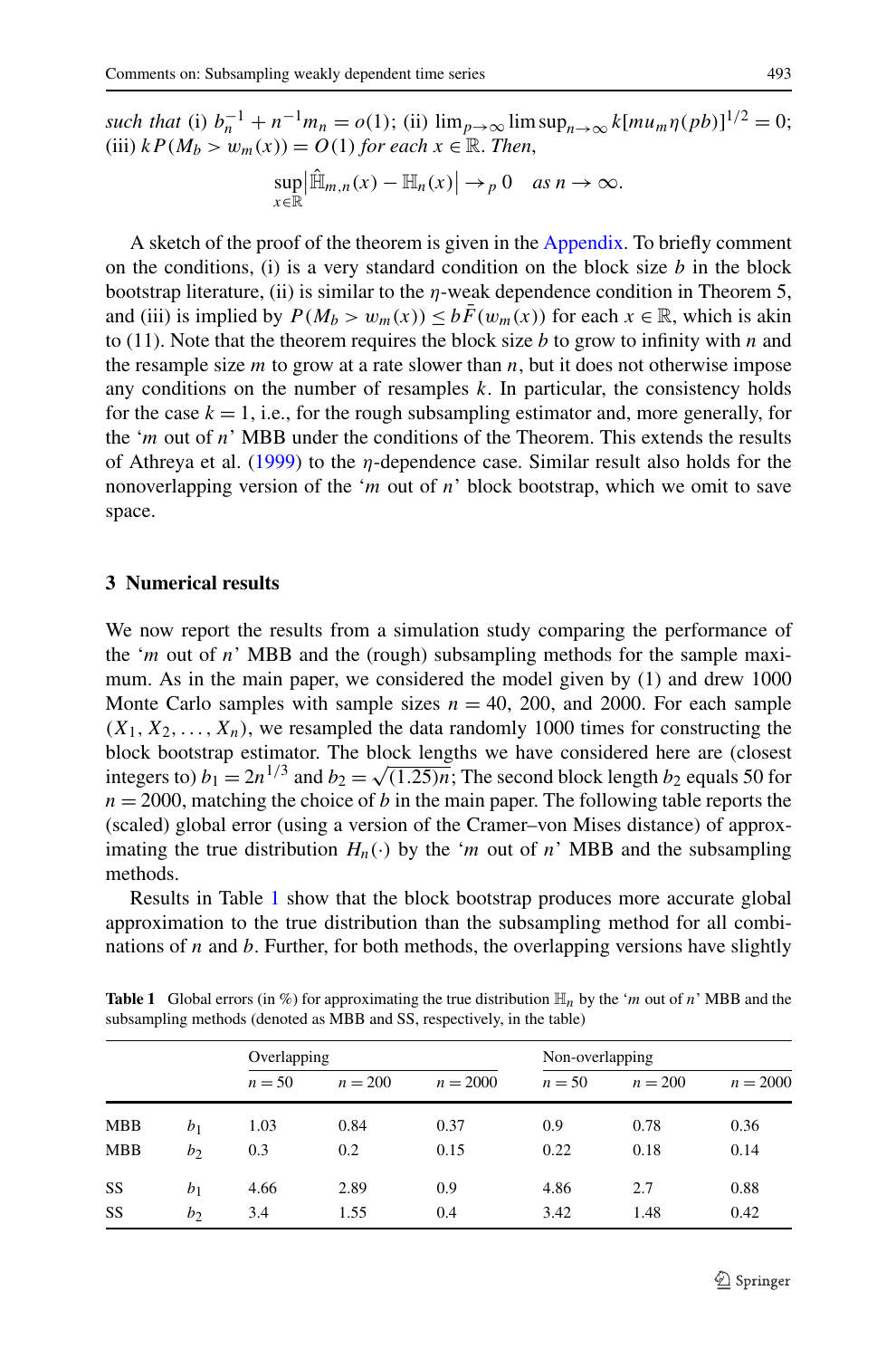*such that* (i) $b_n^{-1} + n^{-1}m_n = o(1)$; (ii) $\lim_{p\to\infty} \limsup_{n\to\infty} k[mu_m \eta(pb)]^{1/2} = 0$; (iii) $kP(M_b > w_m(x)) = O(1)$ *for each* $x \in \mathbb{R}$. *Then*,

$$\sup_{x\in\mathbb{R}} \left|\hat{\mathbb{H}}_{m,n}(x) - \mathbb{H}_n(x)\right| \to_p 0 \quad \text{as } n \to \infty.$$

A sketch of the proof of the theorem is given in the Appendix. To briefly comment on the conditions, (i) is a very standard condition on the block size $b$ in the block bootstrap literature, (ii) is similar to the $\eta$-weak dependence condition in Theorem 5, and (iii) is implied by $P(M_b > w_m(x)) \le b\bar{F}(w_m(x))$ for each $x \in \mathbb{R}$, which is akin to (11). Note that the theorem requires the block size $b$ to grow to infinity with $n$ and the resample size $m$ to grow at a rate slower than $n$, but it does not otherwise impose any conditions on the number of resamples $k$. In particular, the consistency holds for the case $k = 1$, i.e., for the rough subsampling estimator and, more generally, for the '$m$ out of $n$' MBB under the conditions of the Theorem. This extends the results of Athreya et al. (1999) to the $\eta$-dependence case. Similar result also holds for the nonoverlapping version of the '$m$ out of $n$' block bootstrap, which we omit to save space.

## 3 Numerical results

We now report the results from a simulation study comparing the performance of the '$m$ out of $n$' MBB and the (rough) subsampling methods for the sample maximum. As in the main paper, we considered the model given by (1) and drew 1000 Monte Carlo samples with sample sizes $n = 40$, 200, and 2000. For each sample $(X_1, X_2, \ldots, X_n)$, we resampled the data randomly 1000 times for constructing the block bootstrap estimator. The block lengths we have considered here are (closest integers to) $b_1 = 2n^{1/3}$ and $b_2 = \sqrt{(1.25)n}$; The second block length $b_2$ equals 50 for $n = 2000$, matching the choice of $b$ in the main paper. The following table reports the (scaled) global error (using a version of the Cramer–von Mises distance) of approximating the true distribution $H_n(\cdot)$ by the '$m$ out of $n$' MBB and the subsampling methods.

Results in Table 1 show that the block bootstrap produces more accurate global approximation to the true distribution than the subsampling method for all combinations of $n$ and $b$. Further, for both methods, the overlapping versions have slightly

**Table 1** Global errors (in %) for approximating the true distribution $\mathbb{H}_n$ by the '$m$ out of $n$' MBB and the subsampling methods (denoted as MBB and SS, respectively, in the table)

| | | Overlapping | | | Non-overlapping | | |
|---|---|---|---|---|---|---|---|
| | | $n = 50$ | $n = 200$ | $n = 2000$ | $n = 50$ | $n = 200$ | $n = 2000$ |
| MBB | $b_1$ | 1.03 | 0.84 | 0.37 | 0.9 | 0.78 | 0.36 |
| MBB | $b_2$ | 0.3 | 0.2 | 0.15 | 0.22 | 0.18 | 0.14 |
| SS | $b_1$ | 4.66 | 2.89 | 0.9 | 4.86 | 2.7 | 0.88 |
| SS | $b_2$ | 3.4 | 1.55 | 0.4 | 3.42 | 1.48 | 0.42 |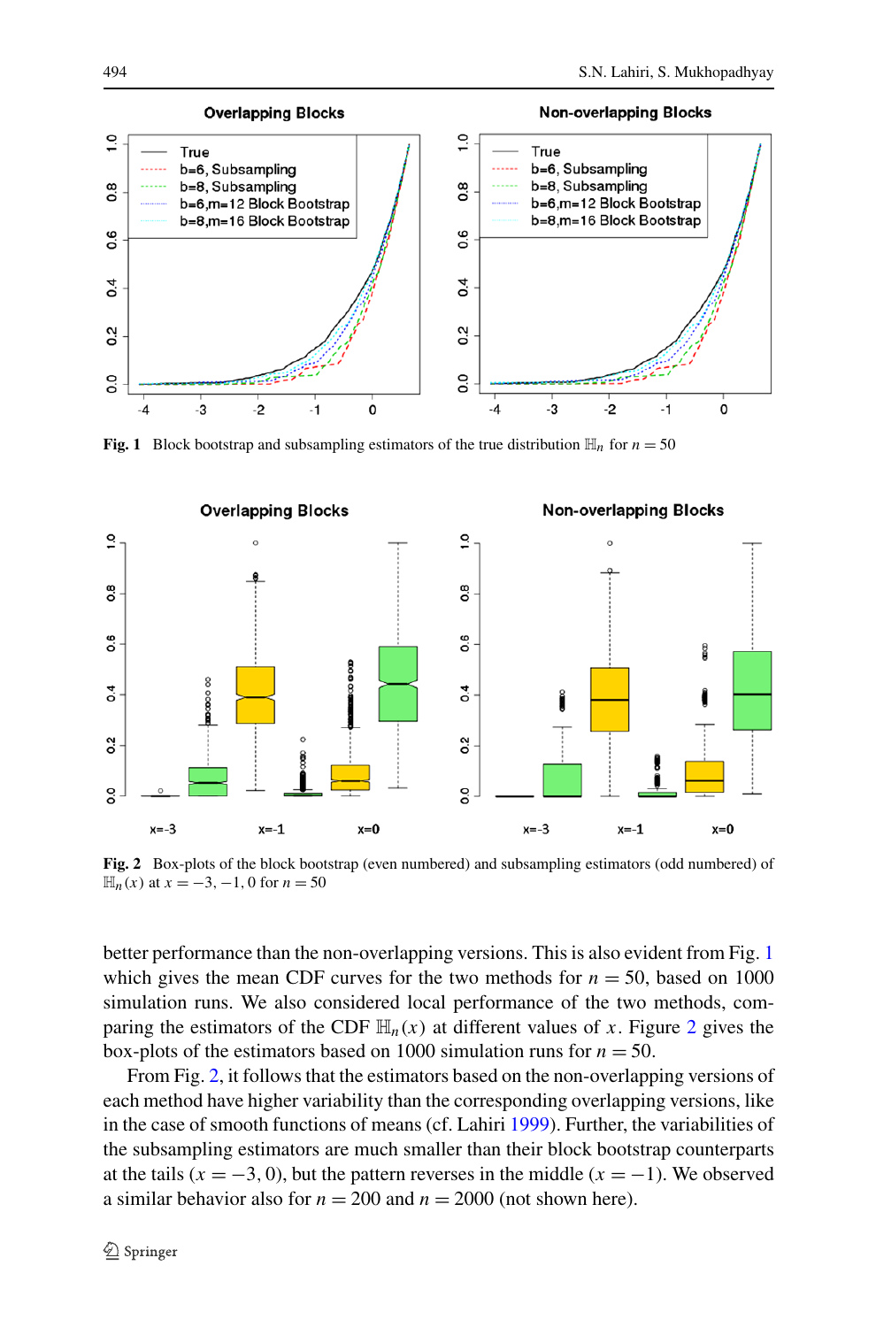**Fig. 1** Block bootstrap and subsampling estimators of the true distribution $\mathbb{H}_n$ for $n = 50$

**Fig. 2** Box-plots of the block bootstrap (even numbered) and subsampling estimators (odd numbered) of $\mathbb{H}_n(x)$ at $x = -3, -1, 0$ for $n = 50$

better performance than the non-overlapping versions. This is also evident from Fig. 1 which gives the mean CDF curves for the two methods for $n = 50$, based on 1000 simulation runs. We also considered local performance of the two methods, comparing the estimators of the CDF $\mathbb{H}_n(x)$ at different values of $x$. Figure 2 gives the box-plots of the estimators based on 1000 simulation runs for $n = 50$.

From Fig. 2, it follows that the estimators based on the non-overlapping versions of each method have higher variability than the corresponding overlapping versions, like in the case of smooth functions of means (cf. Lahiri 1999). Further, the variabilities of the subsampling estimators are much smaller than their block bootstrap counterparts at the tails ($x = -3, 0$), but the pattern reverses in the middle ($x = -1$). We observed a similar behavior also for $n = 200$ and $n = 2000$ (not shown here).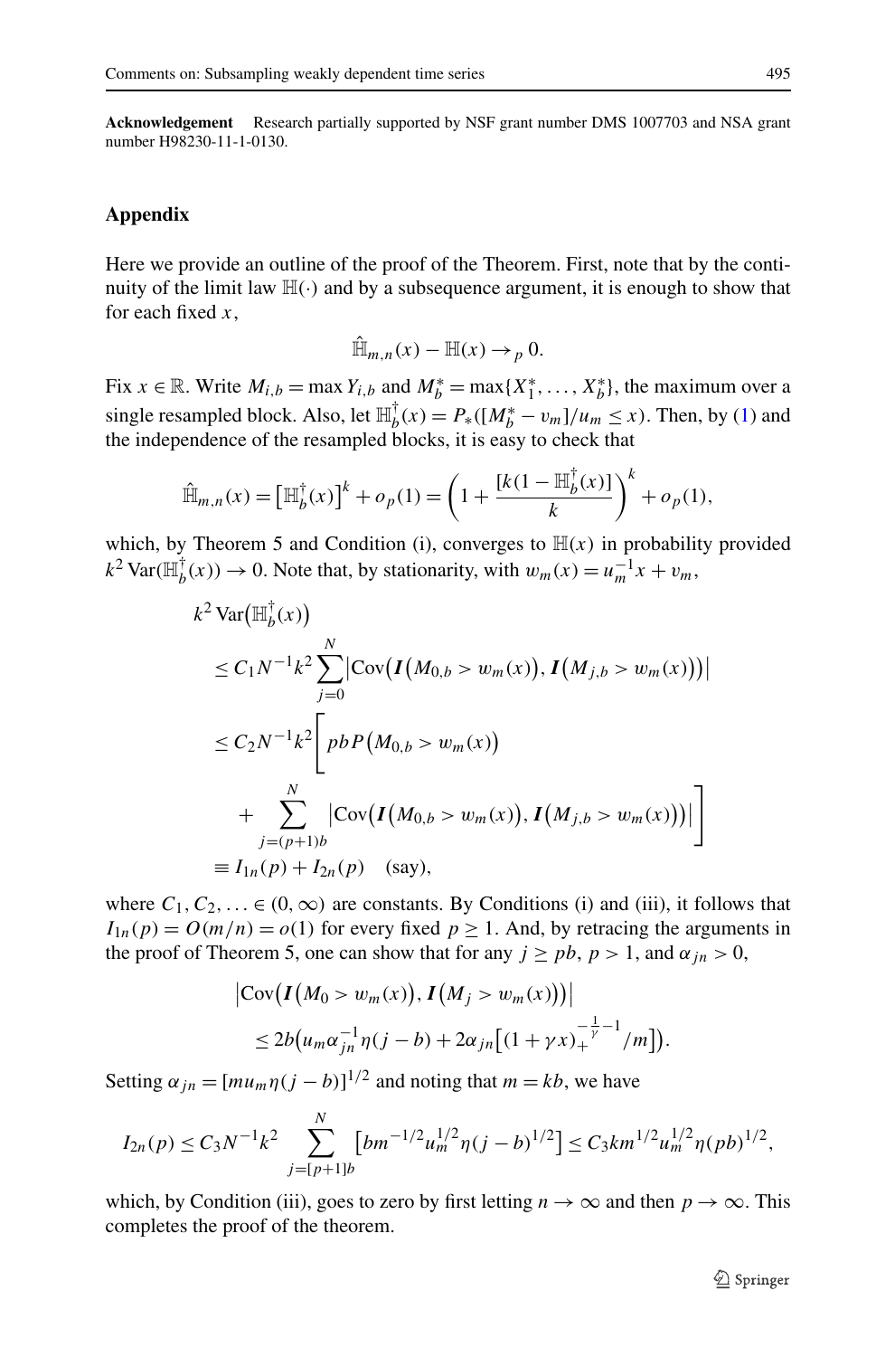**Acknowledgement** Research partially supported by NSF grant number DMS 1007703 and NSA grant number H98230-11-1-0130.

## Appendix

Here we provide an outline of the proof of the Theorem. First, note that by the continuity of the limit law $\mathbb{H}(\cdot)$ and by a subsequence argument, it is enough to show that for each fixed $x$,

$$\hat{\mathbb{H}}_{m,n}(x) - \mathbb{H}(x) \to_p 0.$$

Fix $x \in \mathbb{R}$. Write $M_{i,b} = \max Y_{i,b}$ and $M_b^* = \max\{X_1^*, \ldots, X_b^*\}$, the maximum over a single resampled block. Also, let $\mathbb{H}_b^\dagger(x) = P_*([M_b^* - v_m]/u_m \le x)$. Then, by (1) and the independence of the resampled blocks, it is easy to check that

$$\hat{\mathbb{H}}_{m,n}(x) = \big[\mathbb{H}_b^\dagger(x)\big]^k + o_p(1) = \left(1 + \frac{[k(1 - \mathbb{H}_b^\dagger(x)]}{k}\right)^k + o_p(1),$$

which, by Theorem 5 and Condition (i), converges to $\mathbb{H}(x)$ in probability provided $k^2 \operatorname{Var}(\mathbb{H}_b^\dagger(x)) \to 0$. Note that, by stationarity, with $w_m(x) = u_m^{-1}x + v_m$,

$$\begin{aligned}
&k^2 \operatorname{Var}\big(\mathbb{H}_b^\dagger(x)\big) \\
&\quad \le C_1 N^{-1} k^2 \sum_{j=0}^{N} \big|\operatorname{Cov}\big(\boldsymbol{I}\big(M_{0,b} > w_m(x)\big), \boldsymbol{I}\big(M_{j,b} > w_m(x)\big)\big)\big| \\
&\quad \le C_2 N^{-1} k^2 \Bigg[ pbP\big(M_{0,b} > w_m(x)\big) \\
&\qquad + \sum_{j=(p+1)b}^{N} \big|\operatorname{Cov}\big(\boldsymbol{I}\big(M_{0,b} > w_m(x)\big), \boldsymbol{I}\big(M_{j,b} > w_m(x)\big)\big)\big| \Bigg] \\
&\quad \equiv I_{1n}(p) + I_{2n}(p) \quad \text{(say)},
\end{aligned}$$

where $C_1, C_2, \ldots \in (0, \infty)$ are constants. By Conditions (i) and (iii), it follows that $I_{1n}(p) = O(m/n) = o(1)$ for every fixed $p \ge 1$. And, by retracing the arguments in the proof of Theorem 5, one can show that for any $j \ge pb$, $p > 1$, and $\alpha_{jn} > 0$,

$$\begin{aligned}
&\big|\operatorname{Cov}\big(\boldsymbol{I}\big(M_0 > w_m(x)\big), \boldsymbol{I}\big(M_j > w_m(x)\big)\big)\big| \\
&\quad \le 2b\big(u_m \alpha_{jn}^{-1} \eta(j - b) + 2\alpha_{jn}\big[(1 + \gamma x)_+^{-\frac{1}{\gamma} - 1}/m\big]\big).
\end{aligned}$$

Setting $\alpha_{jn} = [m u_m \eta(j - b)]^{1/2}$ and noting that $m = kb$, we have

$$I_{2n}(p) \le C_3 N^{-1} k^2 \sum_{j=[p+1]b}^{N} \big[bm^{-1/2} u_m^{1/2} \eta(j - b)^{1/2}\big] \le C_3 k m^{1/2} u_m^{1/2} \eta(pb)^{1/2},$$

which, by Condition (iii), goes to zero by first letting $n \to \infty$ and then $p \to \infty$. This completes the proof of the theorem.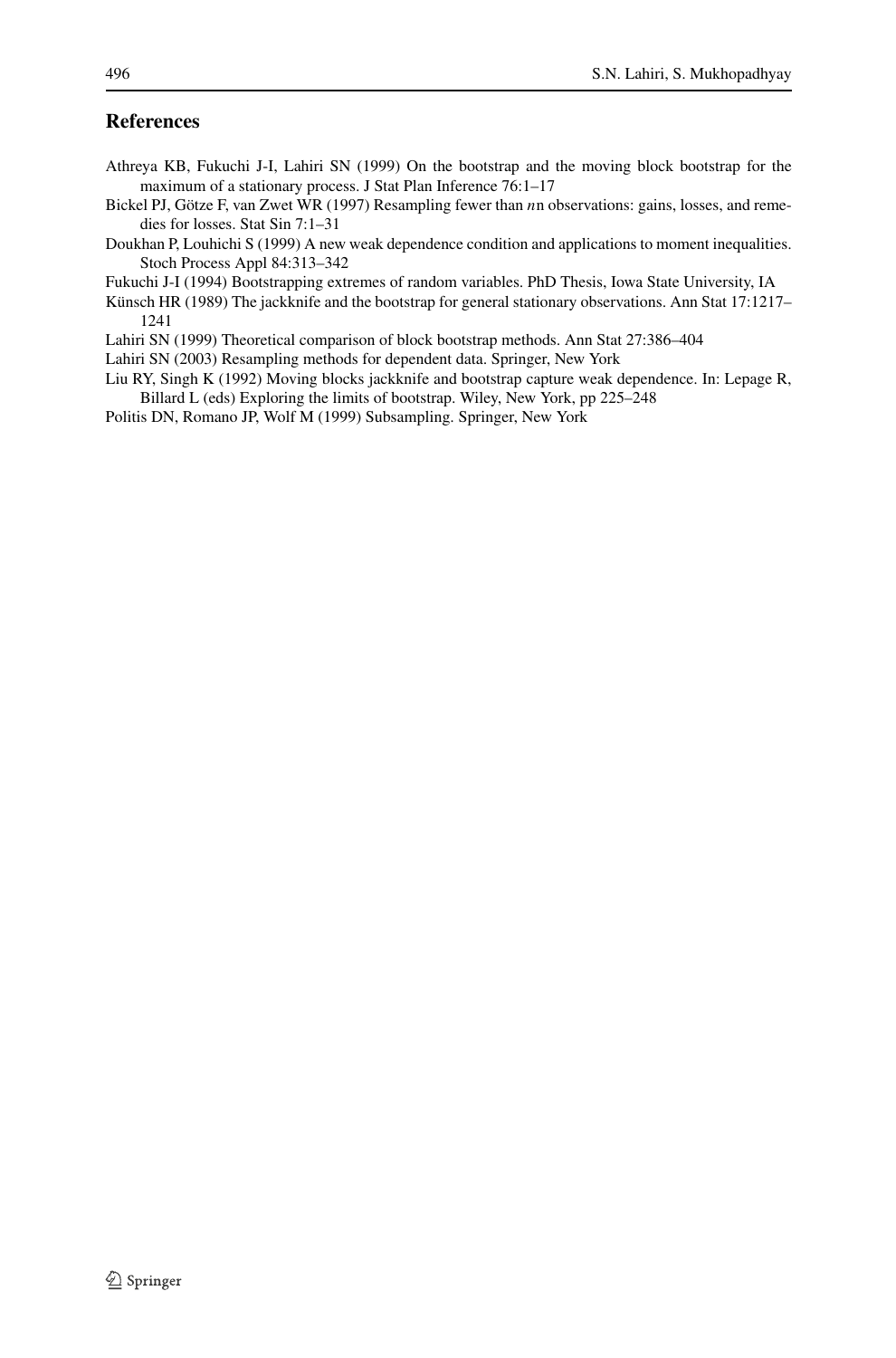## References

Athreya KB, Fukuchi J-I, Lahiri SN (1999) On the bootstrap and the moving block bootstrap for the maximum of a stationary process. J Stat Plan Inference 76:1–17

Bickel PJ, Götze F, van Zwet WR (1997) Resampling fewer than $n$n observations: gains, losses, and remedies for losses. Stat Sin 7:1–31

Doukhan P, Louhichi S (1999) A new weak dependence condition and applications to moment inequalities. Stoch Process Appl 84:313–342

Fukuchi J-I (1994) Bootstrapping extremes of random variables. PhD Thesis, Iowa State University, IA

Künsch HR (1989) The jackknife and the bootstrap for general stationary observations. Ann Stat 17:1217–1241

Lahiri SN (1999) Theoretical comparison of block bootstrap methods. Ann Stat 27:386–404

Lahiri SN (2003) Resampling methods for dependent data. Springer, New York

Liu RY, Singh K (1992) Moving blocks jackknife and bootstrap capture weak dependence. In: Lepage R, Billard L (eds) Exploring the limits of bootstrap. Wiley, New York, pp 225–248

Politis DN, Romano JP, Wolf M (1999) Subsampling. Springer, New York